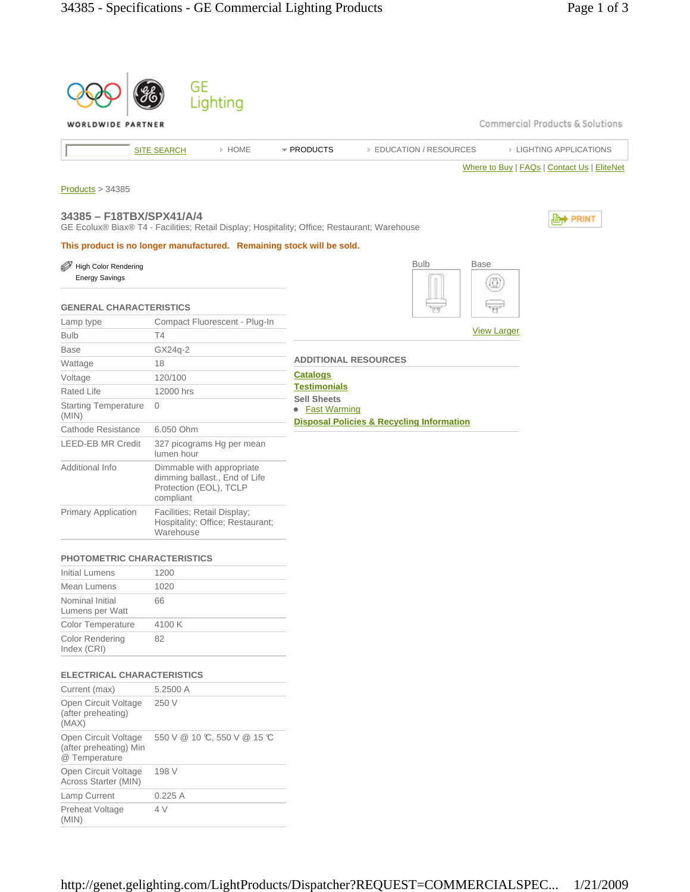GE Lighting

WORLDWIDE PARTNER

Commercial Products & Solutions

SITE SEARCH | HOME | PRODUCTS | EDUCATION / RESOURCES | LIGHTING APPLICATIONS

Where to Buy | FAQs | Contact Us | EliteNet

Products > 34385

## 34385 – F18TBX/SPX41/A/4

GE Ecolux® Biax® T4 - Facilities; Retail Display; Hospitality; Office; Restaurant; Warehouse

PRINT

**This product is no longer manufactured. Remaining stock will be sold.**

High Color Rendering
Energy Savings

Bulb | Base

View Larger

### GENERAL CHARACTERISTICS

| | |
|---|---|
| Lamp type | Compact Fluorescent - Plug-In |
| Bulb | T4 |
| Base | GX24q-2 |
| Wattage | 18 |
| Voltage | 120/100 |
| Rated Life | 12000 hrs |
| Starting Temperature (MIN) | 0 |
| Cathode Resistance | 6.050 Ohm |
| LEED-EB MR Credit | 327 picograms Hg per mean lumen hour |
| Additional Info | Dimmable with appropriate dimming ballast., End of Life Protection (EOL), TCLP compliant |
| Primary Application | Facilities; Retail Display; Hospitality; Office; Restaurant; Warehouse |

### PHOTOMETRIC CHARACTERISTICS

| | |
|---|---|
| Initial Lumens | 1200 |
| Mean Lumens | 1020 |
| Nominal Initial Lumens per Watt | 66 |
| Color Temperature | 4100 K |
| Color Rendering Index (CRI) | 82 |

### ELECTRICAL CHARACTERISTICS

| | |
|---|---|
| Current (max) | 5.2500 A |
| Open Circuit Voltage (after preheating) (MAX) | 250 V |
| Open Circuit Voltage (after preheating) Min @ Temperature | 550 V @ 10 ℃, 550 V @ 15 ℃ |
| Open Circuit Voltage Across Starter (MIN) | 198 V |
| Lamp Current | 0.225 A |
| Preheat Voltage (MIN) | 4 V |

### ADDITIONAL RESOURCES

**Catalogs**

**Testimonials**

**Sell Sheets**

- Fast Warming

**Disposal Policies & Recycling Information**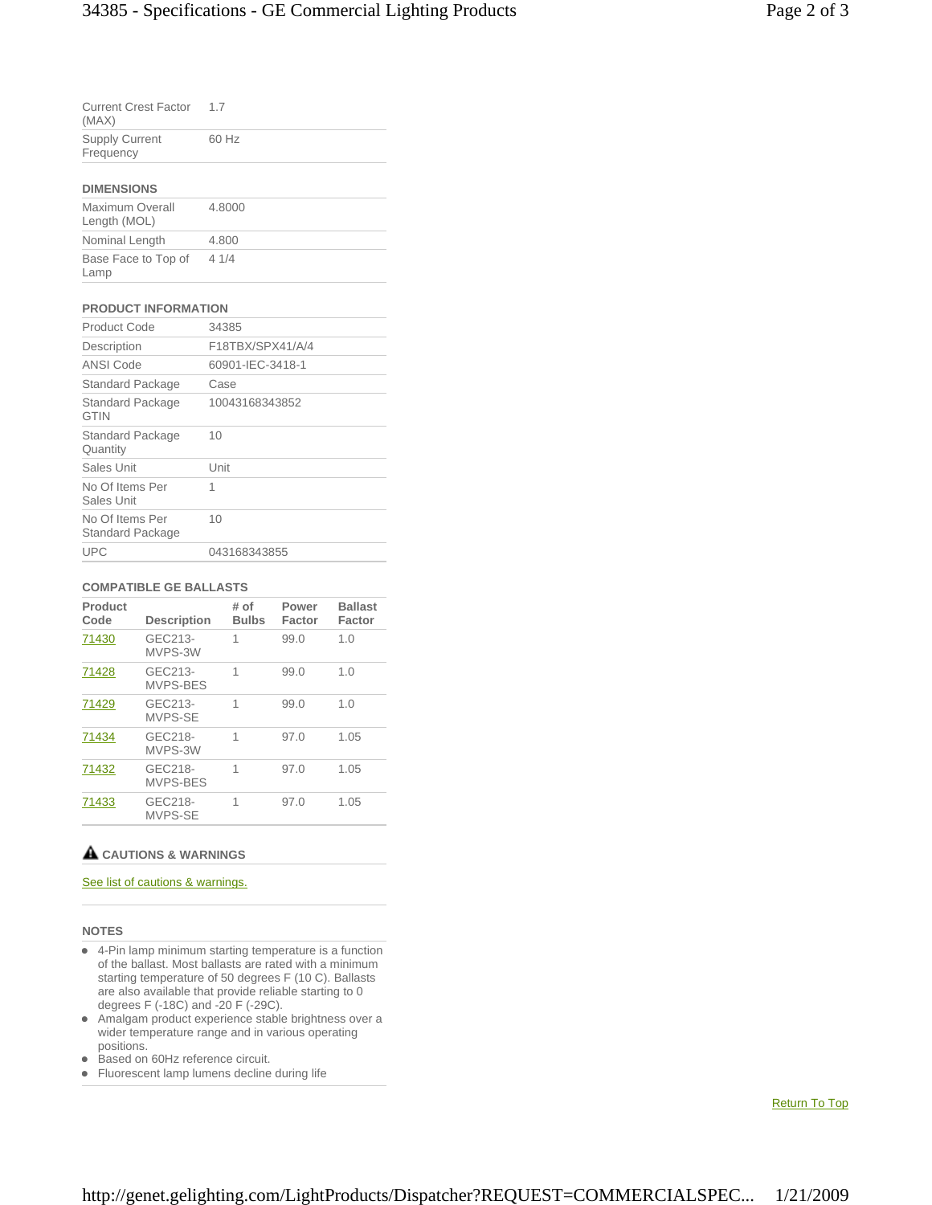| | |
|---|---|
| Current Crest Factor (MAX) | 1.7 |
| Supply Current Frequency | 60 Hz |

### DIMENSIONS

| | |
|---|---|
| Maximum Overall Length (MOL) | 4.8000 |
| Nominal Length | 4.800 |
| Base Face to Top of Lamp | 4 1/4 |

### PRODUCT INFORMATION

| | |
|---|---|
| Product Code | 34385 |
| Description | F18TBX/SPX41/A/4 |
| ANSI Code | 60901-IEC-3418-1 |
| Standard Package | Case |
| Standard Package GTIN | 10043168343852 |
| Standard Package Quantity | 10 |
| Sales Unit | Unit |
| No Of Items Per Sales Unit | 1 |
| No Of Items Per Standard Package | 10 |
| UPC | 043168343855 |

### COMPATIBLE GE BALLASTS

| Product Code | Description | # of Bulbs | Power Factor | Ballast Factor |
|---|---|---|---|---|
| 71430 | GEC213-MVPS-3W | 1 | 99.0 | 1.0 |
| 71428 | GEC213-MVPS-BES | 1 | 99.0 | 1.0 |
| 71429 | GEC213-MVPS-SE | 1 | 99.0 | 1.0 |
| 71434 | GEC218-MVPS-3W | 1 | 97.0 | 1.05 |
| 71432 | GEC218-MVPS-BES | 1 | 97.0 | 1.05 |
| 71433 | GEC218-MVPS-SE | 1 | 97.0 | 1.05 |

### ⚠ CAUTIONS & WARNINGS

See list of cautions & warnings.

### NOTES

- 4-Pin lamp minimum starting temperature is a function of the ballast. Most ballasts are rated with a minimum starting temperature of 50 degrees F (10 C). Ballasts are also available that provide reliable starting to 0 degrees F (-18C) and -20 F (-29C).
- Amalgam product experience stable brightness over a wider temperature range and in various operating positions.
- Based on 60Hz reference circuit.
- Fluorescent lamp lumens decline during life

Return To Top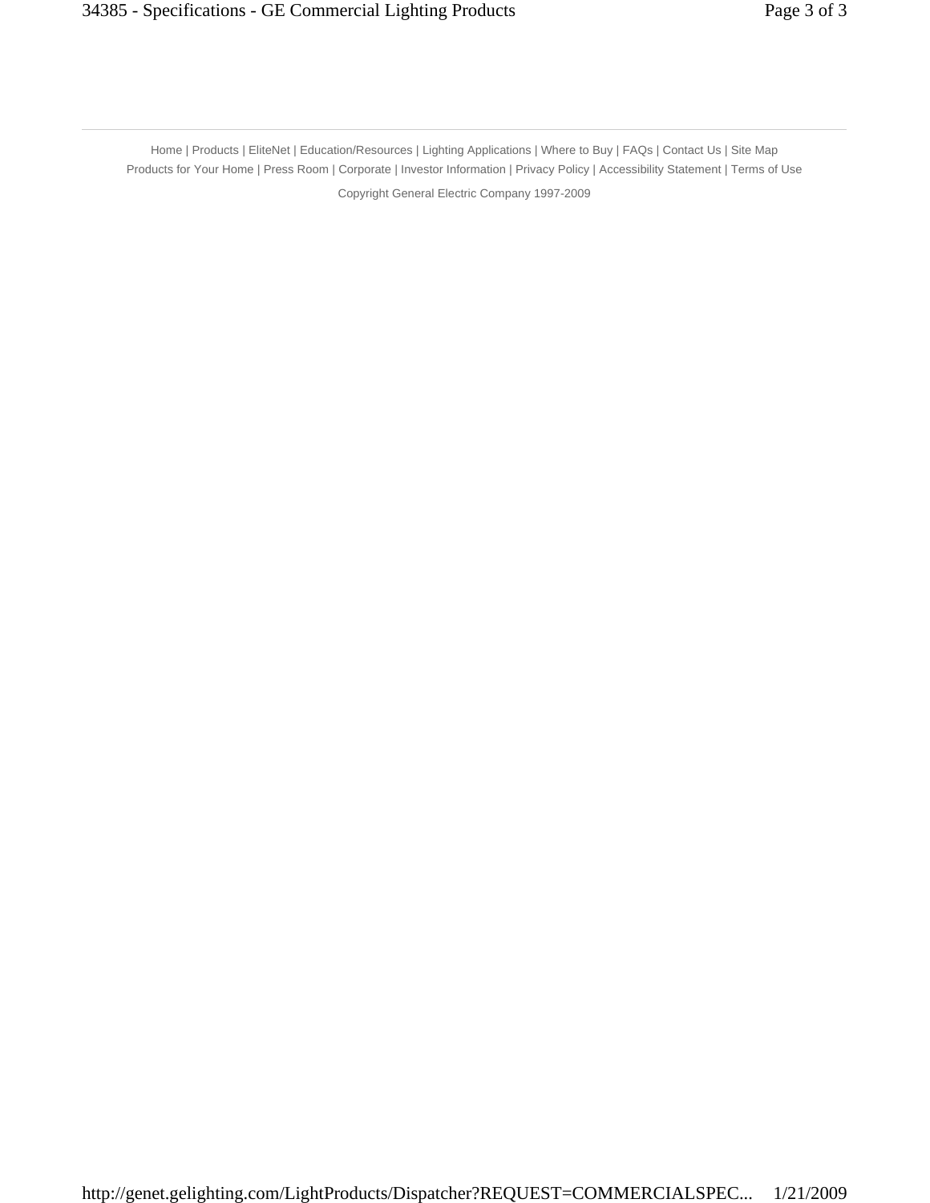Home | Products | EliteNet | Education/Resources | Lighting Applications | Where to Buy | FAQs | Contact Us | Site Map
Products for Your Home | Press Room | Corporate | Investor Information | Privacy Policy | Accessibility Statement | Terms of Use

Copyright General Electric Company 1997-2009